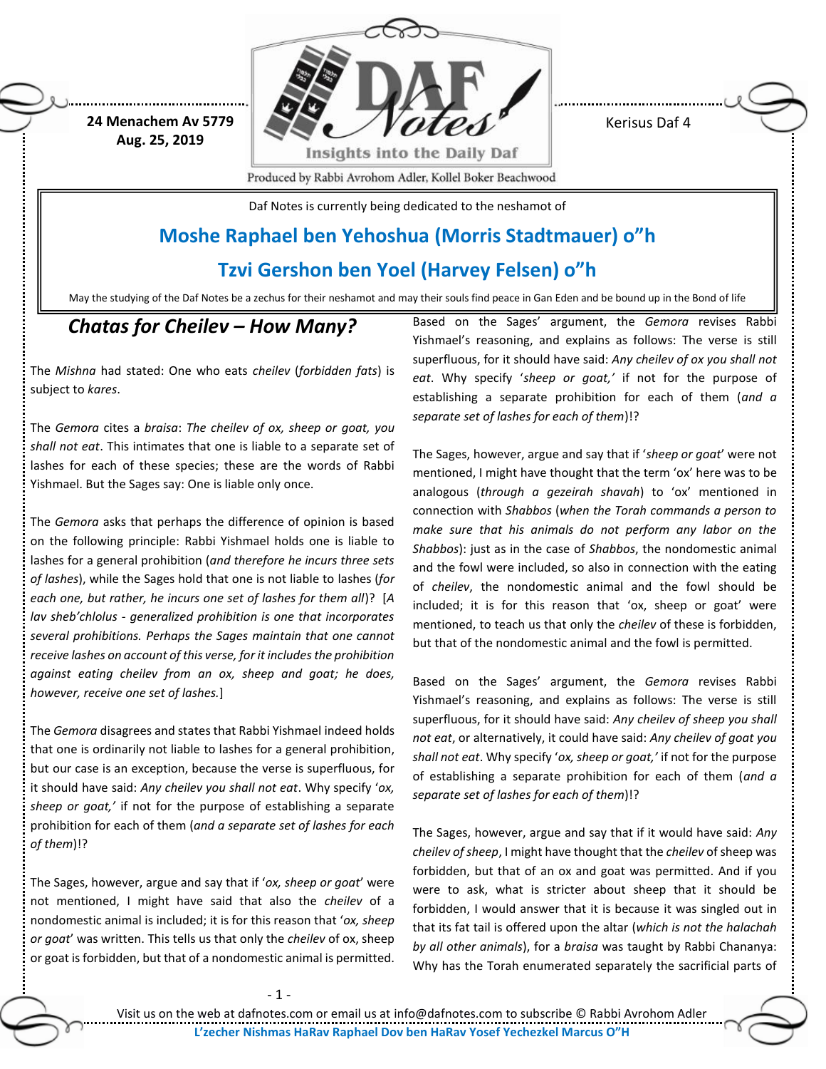24 Menachem Av 5779
Aug. 25, 2019

Kerisus Daf 4

Produced by Rabbi Avrohom Adler, Kollel Boker Beachwood

Daf Notes is currently being dedicated to the neshamot of

**Moshe Raphael ben Yehoshua (Morris Stadtmauer) o"h**

**Tzvi Gershon ben Yoel (Harvey Felsen) o"h**

May the studying of the Daf Notes be a zechus for their neshamot and may their souls find peace in Gan Eden and be bound up in the Bond of life

## *Chatas for Cheilev – How Many?*

The *Mishna* had stated: One who eats *cheilev* (*forbidden fats*) is subject to *kares*.

The *Gemora* cites a *braisa*: *The cheilev of ox, sheep or goat, you shall not eat*. This intimates that one is liable to a separate set of lashes for each of these species; these are the words of Rabbi Yishmael. But the Sages say: One is liable only once.

The *Gemora* asks that perhaps the difference of opinion is based on the following principle: Rabbi Yishmael holds one is liable to lashes for a general prohibition (*and therefore he incurs three sets of lashes*), while the Sages hold that one is not liable to lashes (*for each one, but rather, he incurs one set of lashes for them all*)? [*A lav sheb'chlolus - generalized prohibition is one that incorporates several prohibitions. Perhaps the Sages maintain that one cannot receive lashes on account of this verse, for it includes the prohibition against eating cheilev from an ox, sheep and goat; he does, however, receive one set of lashes.*]

The *Gemora* disagrees and states that Rabbi Yishmael indeed holds that one is ordinarily not liable to lashes for a general prohibition, but our case is an exception, because the verse is superfluous, for it should have said: *Any cheilev you shall not eat*. Why specify '*ox, sheep or goat,'* if not for the purpose of establishing a separate prohibition for each of them (*and a separate set of lashes for each of them*)!?

The Sages, however, argue and say that if '*ox, sheep or goat*' were not mentioned, I might have said that also the *cheilev* of a nondomestic animal is included; it is for this reason that '*ox, sheep or goat*' was written. This tells us that only the *cheilev* of ox, sheep or goat is forbidden, but that of a nondomestic animal is permitted.

Based on the Sages' argument, the *Gemora* revises Rabbi Yishmael's reasoning, and explains as follows: The verse is still superfluous, for it should have said: *Any cheilev of ox you shall not eat*. Why specify '*sheep or goat,'* if not for the purpose of establishing a separate prohibition for each of them (*and a separate set of lashes for each of them*)!?

The Sages, however, argue and say that if '*sheep or goat*' were not mentioned, I might have thought that the term 'ox' here was to be analogous (*through a gezeirah shavah*) to 'ox' mentioned in connection with *Shabbos* (*when the Torah commands a person to make sure that his animals do not perform any labor on the Shabbos*): just as in the case of *Shabbos*, the nondomestic animal and the fowl were included, so also in connection with the eating of *cheilev*, the nondomestic animal and the fowl should be included; it is for this reason that 'ox, sheep or goat' were mentioned, to teach us that only the *cheilev* of these is forbidden, but that of the nondomestic animal and the fowl is permitted.

Based on the Sages' argument, the *Gemora* revises Rabbi Yishmael's reasoning, and explains as follows: The verse is still superfluous, for it should have said: *Any cheilev of sheep you shall not eat*, or alternatively, it could have said: *Any cheilev of goat you shall not eat*. Why specify '*ox, sheep or goat,'* if not for the purpose of establishing a separate prohibition for each of them (*and a separate set of lashes for each of them*)!?

The Sages, however, argue and say that if it would have said: *Any cheilev of sheep*, I might have thought that the *cheilev* of sheep was forbidden, but that of an ox and goat was permitted. And if you were to ask, what is stricter about sheep that it should be forbidden, I would answer that it is because it was singled out in that its fat tail is offered upon the altar (*which is not the halachah by all other animals*), for a *braisa* was taught by Rabbi Chananya: Why has the Torah enumerated separately the sacrificial parts of

Visit us on the web at dafnotes.com or email us at info@dafnotes.com to subscribe © Rabbi Avrohom Adler
L'zecher Nishmas HaRav Raphael Dov ben HaRav Yosef Yechezkel Marcus O"H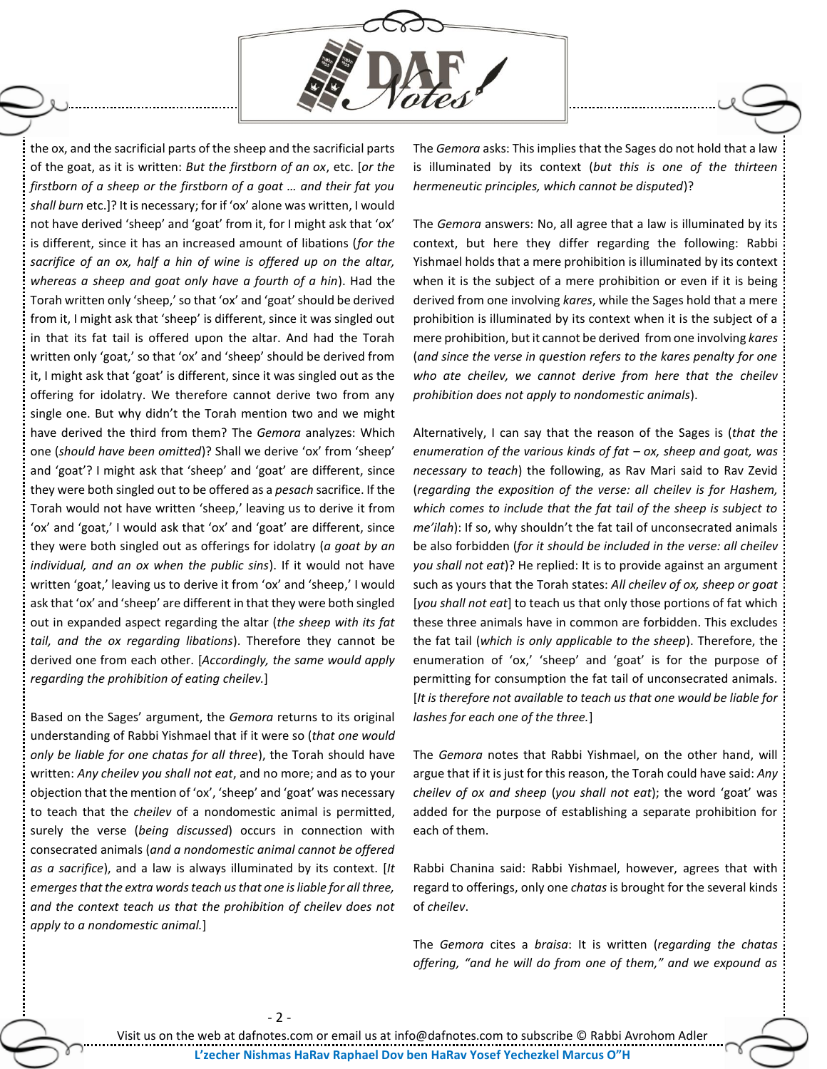the ox, and the sacrificial parts of the sheep and the sacrificial parts of the goat, as it is written: *But the firstborn of an ox*, etc. [*or the firstborn of a sheep or the firstborn of a goat … and their fat you shall burn* etc.]? It is necessary; for if 'ox' alone was written, I would not have derived 'sheep' and 'goat' from it, for I might ask that 'ox' is different, since it has an increased amount of libations (*for the sacrifice of an ox, half a hin of wine is offered up on the altar, whereas a sheep and goat only have a fourth of a hin*). Had the Torah written only 'sheep,' so that 'ox' and 'goat' should be derived from it, I might ask that 'sheep' is different, since it was singled out in that its fat tail is offered upon the altar. And had the Torah written only 'goat,' so that 'ox' and 'sheep' should be derived from it, I might ask that 'goat' is different, since it was singled out as the offering for idolatry. We therefore cannot derive two from any single one. But why didn't the Torah mention two and we might have derived the third from them? The *Gemora* analyzes: Which one (*should have been omitted*)? Shall we derive 'ox' from 'sheep' and 'goat'? I might ask that 'sheep' and 'goat' are different, since they were both singled out to be offered as a *pesach* sacrifice. If the Torah would not have written 'sheep,' leaving us to derive it from 'ox' and 'goat,' I would ask that 'ox' and 'goat' are different, since they were both singled out as offerings for idolatry (*a goat by an individual, and an ox when the public sins*). If it would not have written 'goat,' leaving us to derive it from 'ox' and 'sheep,' I would ask that 'ox' and 'sheep' are different in that they were both singled out in expanded aspect regarding the altar (*the sheep with its fat tail, and the ox regarding libations*). Therefore they cannot be derived one from each other. [*Accordingly, the same would apply regarding the prohibition of eating cheilev.*]

Based on the Sages' argument, the *Gemora* returns to its original understanding of Rabbi Yishmael that if it were so (*that one would only be liable for one chatas for all three*), the Torah should have written: *Any cheilev you shall not eat*, and no more; and as to your objection that the mention of 'ox', 'sheep' and 'goat' was necessary to teach that the *cheilev* of a nondomestic animal is permitted, surely the verse (*being discussed*) occurs in connection with consecrated animals (*and a nondomestic animal cannot be offered as a sacrifice*), and a law is always illuminated by its context. [*It emerges that the extra words teach us that one is liable for all three, and the context teach us that the prohibition of cheilev does not apply to a nondomestic animal.*]

The *Gemora* asks: This implies that the Sages do not hold that a law is illuminated by its context (*but this is one of the thirteen hermeneutic principles, which cannot be disputed*)?

The *Gemora* answers: No, all agree that a law is illuminated by its context, but here they differ regarding the following: Rabbi Yishmael holds that a mere prohibition is illuminated by its context when it is the subject of a mere prohibition or even if it is being derived from one involving *kares*, while the Sages hold that a mere prohibition is illuminated by its context when it is the subject of a mere prohibition, but it cannot be derived from one involving *kares* (*and since the verse in question refers to the kares penalty for one who ate cheilev, we cannot derive from here that the cheilev prohibition does not apply to nondomestic animals*).

Alternatively, I can say that the reason of the Sages is (*that the enumeration of the various kinds of fat – ox, sheep and goat, was necessary to teach*) the following, as Rav Mari said to Rav Zevid (*regarding the exposition of the verse: all cheilev is for Hashem, which comes to include that the fat tail of the sheep is subject to me'ilah*): If so, why shouldn't the fat tail of unconsecrated animals be also forbidden (*for it should be included in the verse: all cheilev you shall not eat*)? He replied: It is to provide against an argument such as yours that the Torah states: *All cheilev of ox, sheep or goat* [*you shall not eat*] to teach us that only those portions of fat which these three animals have in common are forbidden. This excludes the fat tail (*which is only applicable to the sheep*). Therefore, the enumeration of 'ox,' 'sheep' and 'goat' is for the purpose of permitting for consumption the fat tail of unconsecrated animals. [*It is therefore not available to teach us that one would be liable for lashes for each one of the three.*]

The *Gemora* notes that Rabbi Yishmael, on the other hand, will argue that if it is just for this reason, the Torah could have said: *Any cheilev of ox and sheep* (*you shall not eat*); the word 'goat' was added for the purpose of establishing a separate prohibition for each of them.

Rabbi Chanina said: Rabbi Yishmael, however, agrees that with regard to offerings, only one *chatas* is brought for the several kinds of *cheilev*.

The *Gemora* cites a *braisa*: It is written (*regarding the chatas offering, "and he will do from one of them," and we expound as*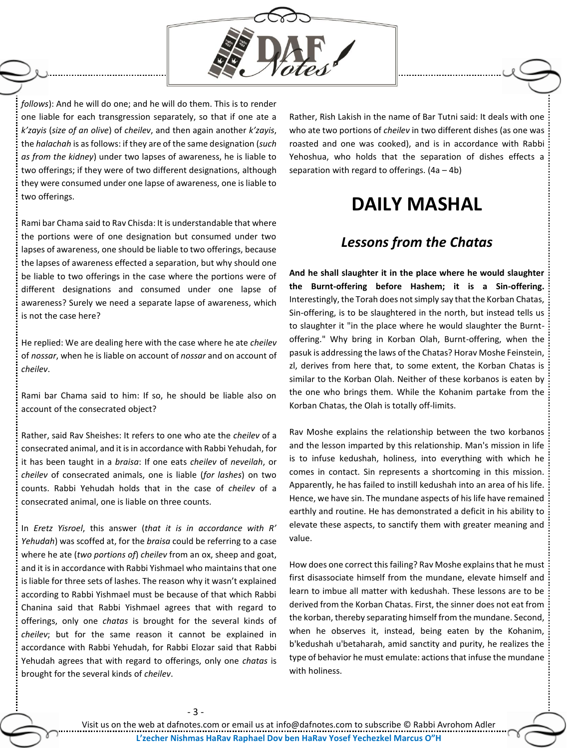*follows*): And he will do one; and he will do them. This is to render one liable for each transgression separately, so that if one ate a *k'zayis* (*size of an olive*) of *cheilev*, and then again another *k'zayis*, the *halachah* is as follows: if they are of the same designation (*such as from the kidney*) under two lapses of awareness, he is liable to two offerings; if they were of two different designations, although they were consumed under one lapse of awareness, one is liable to two offerings.

Rami bar Chama said to Rav Chisda: It is understandable that where the portions were of one designation but consumed under two lapses of awareness, one should be liable to two offerings, because the lapses of awareness effected a separation, but why should one be liable to two offerings in the case where the portions were of different designations and consumed under one lapse of awareness? Surely we need a separate lapse of awareness, which is not the case here?

He replied: We are dealing here with the case where he ate *cheilev* of *nossar*, when he is liable on account of *nossar* and on account of *cheilev*.

Rami bar Chama said to him: If so, he should be liable also on account of the consecrated object?

Rather, said Rav Sheishes: It refers to one who ate the *cheilev* of a consecrated animal, and it is in accordance with Rabbi Yehudah, for it has been taught in a *braisa*: If one eats *cheilev* of *neveilah*, or *cheilev* of consecrated animals, one is liable (*for lashes*) on two counts. Rabbi Yehudah holds that in the case of *cheilev* of a consecrated animal, one is liable on three counts.

In *Eretz Yisroel*, this answer (*that it is in accordance with R' Yehudah*) was scoffed at, for the *braisa* could be referring to a case where he ate (*two portions of*) *cheilev* from an ox, sheep and goat, and it is in accordance with Rabbi Yishmael who maintains that one is liable for three sets of lashes. The reason why it wasn't explained according to Rabbi Yishmael must be because of that which Rabbi Chanina said that Rabbi Yishmael agrees that with regard to offerings, only one *chatas* is brought for the several kinds of *cheilev*; but for the same reason it cannot be explained in accordance with Rabbi Yehudah, for Rabbi Elozar said that Rabbi Yehudah agrees that with regard to offerings, only one *chatas* is brought for the several kinds of *cheilev*.

Rather, Rish Lakish in the name of Bar Tutni said: It deals with one who ate two portions of *cheilev* in two different dishes (as one was roasted and one was cooked), and is in accordance with Rabbi Yehoshua, who holds that the separation of dishes effects a separation with regard to offerings. (4a – 4b)

# DAILY MASHAL

## *Lessons from the Chatas*

**And he shall slaughter it in the place where he would slaughter the Burnt-offering before Hashem; it is a Sin-offering.** Interestingly, the Torah does not simply say that the Korban Chatas, Sin-offering, is to be slaughtered in the north, but instead tells us to slaughter it "in the place where he would slaughter the Burnt-offering." Why bring in Korban Olah, Burnt-offering, when the pasuk is addressing the laws of the Chatas? Horav Moshe Feinstein, zl, derives from here that, to some extent, the Korban Chatas is similar to the Korban Olah. Neither of these korbanos is eaten by the one who brings them. While the Kohanim partake from the Korban Chatas, the Olah is totally off-limits.

Rav Moshe explains the relationship between the two korbanos and the lesson imparted by this relationship. Man's mission in life is to infuse kedushah, holiness, into everything with which he comes in contact. Sin represents a shortcoming in this mission. Apparently, he has failed to instill kedushah into an area of his life. Hence, we have sin. The mundane aspects of his life have remained earthly and routine. He has demonstrated a deficit in his ability to elevate these aspects, to sanctify them with greater meaning and value.

How does one correct this failing? Rav Moshe explains that he must first disassociate himself from the mundane, elevate himself and learn to imbue all matter with kedushah. These lessons are to be derived from the Korban Chatas. First, the sinner does not eat from the korban, thereby separating himself from the mundane. Second, when he observes it, instead, being eaten by the Kohanim, b'kedushah u'betaharah, amid sanctity and purity, he realizes the type of behavior he must emulate: actions that infuse the mundane with holiness.